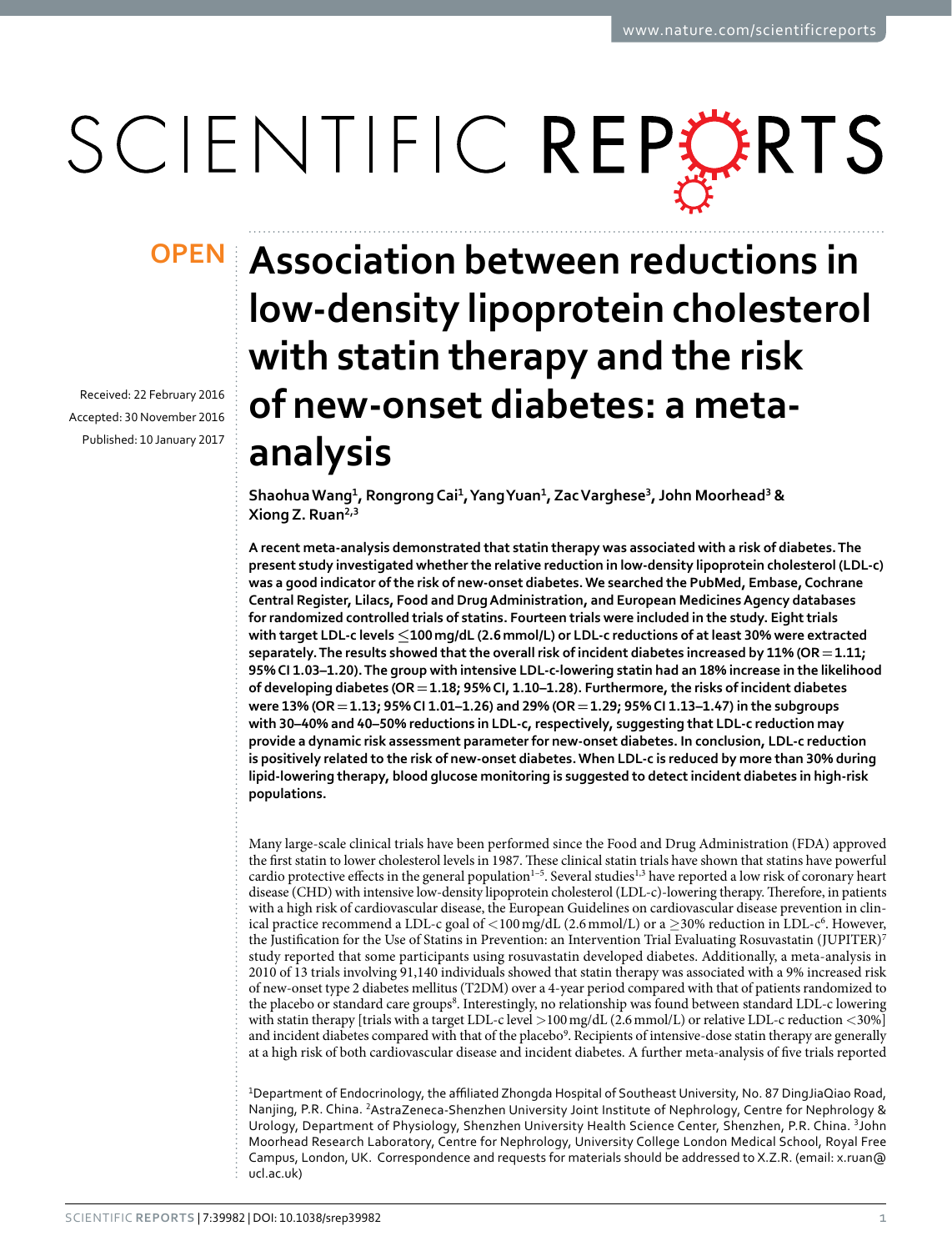OPEN

# Association between reductions in low-density lipoprotein cholesterol with statin therapy and the risk of new-onset diabetes: a meta-analysis

Received: 22 February 2016
Accepted: 30 November 2016
Published: 10 January 2017

**Shaohua Wang[1], Rongrong Cai[1], Yang Yuan[1], Zac Varghese[3], John Moorhead[3] & Xiong Z. Ruan[2,3]**

**A recent meta-analysis demonstrated that statin therapy was associated with a risk of diabetes. The present study investigated whether the relative reduction in low-density lipoprotein cholesterol (LDL-c) was a good indicator of the risk of new-onset diabetes. We searched the PubMed, Embase, Cochrane Central Register, Lilacs, Food and Drug Administration, and European Medicines Agency databases for randomized controlled trials of statins. Fourteen trials were included in the study. Eight trials with target LDL-c levels ≤100 mg/dL (2.6 mmol/L) or LDL-c reductions of at least 30% were extracted separately. The results showed that the overall risk of incident diabetes increased by 11% (OR = 1.11; 95% CI 1.03–1.20). The group with intensive LDL-c-lowering statin had an 18% increase in the likelihood of developing diabetes (OR = 1.18; 95% CI, 1.10–1.28). Furthermore, the risks of incident diabetes were 13% (OR = 1.13; 95% CI 1.01–1.26) and 29% (OR = 1.29; 95% CI 1.13–1.47) in the subgroups with 30–40% and 40–50% reductions in LDL-c, respectively, suggesting that LDL-c reduction may provide a dynamic risk assessment parameter for new-onset diabetes. In conclusion, LDL-c reduction is positively related to the risk of new-onset diabetes. When LDL-c is reduced by more than 30% during lipid-lowering therapy, blood glucose monitoring is suggested to detect incident diabetes in high-risk populations.**

Many large-scale clinical trials have been performed since the Food and Drug Administration (FDA) approved the first statin to lower cholesterol levels in 1987. These clinical statin trials have shown that statins have powerful cardio protective effects in the general population[1–5]. Several studies[1,3] have reported a low risk of coronary heart disease (CHD) with intensive low-density lipoprotein cholesterol (LDL-c)-lowering therapy. Therefore, in patients with a high risk of cardiovascular disease, the European Guidelines on cardiovascular disease prevention in clinical practice recommend a LDL-c goal of <100 mg/dL (2.6 mmol/L) or a ≥30% reduction in LDL-c[6]. However, the Justification for the Use of Statins in Prevention: an Intervention Trial Evaluating Rosuvastatin (JUPITER)[7] study reported that some participants using rosuvastatin developed diabetes. Additionally, a meta-analysis in 2010 of 13 trials involving 91,140 individuals showed that statin therapy was associated with a 9% increased risk of new-onset type 2 diabetes mellitus (T2DM) over a 4-year period compared with that of patients randomized to the placebo or standard care groups[8]. Interestingly, no relationship was found between standard LDL-c lowering with statin therapy [trials with a target LDL-c level >100 mg/dL (2.6 mmol/L) or relative LDL-c reduction <30%] and incident diabetes compared with that of the placebo[9]. Recipients of intensive-dose statin therapy are generally at a high risk of both cardiovascular disease and incident diabetes. A further meta-analysis of five trials reported

[1]Department of Endocrinology, the affiliated Zhongda Hospital of Southeast University, No. 87 DingJiaQiao Road, Nanjing, P.R. China. [2]AstraZeneca-Shenzhen University Joint Institute of Nephrology, Centre for Nephrology & Urology, Department of Physiology, Shenzhen University Health Science Center, Shenzhen, P.R. China. [3]John Moorhead Research Laboratory, Centre for Nephrology, University College London Medical School, Royal Free Campus, London, UK. Correspondence and requests for materials should be addressed to X.Z.R. (email: x.ruan@ucl.ac.uk)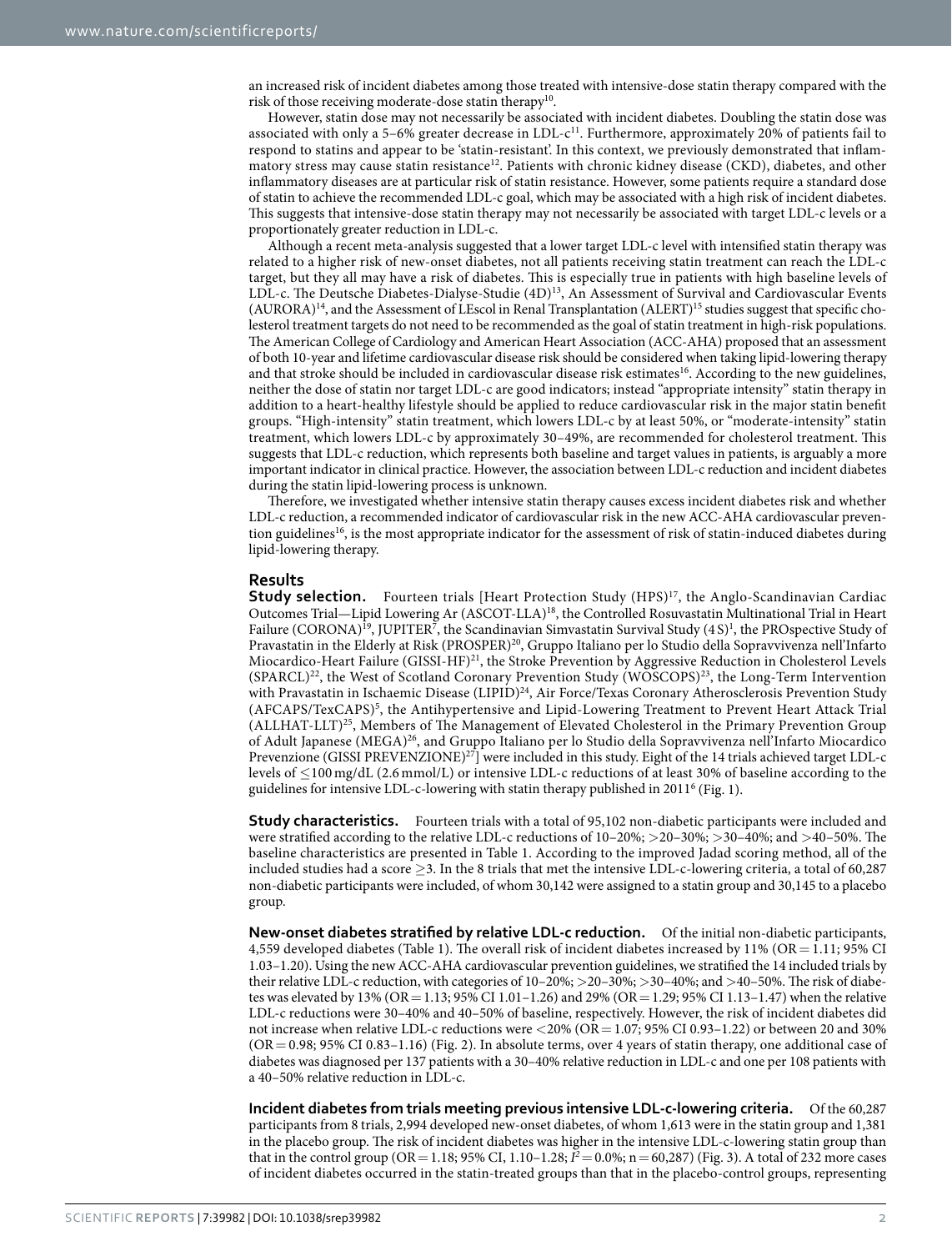an increased risk of incident diabetes among those treated with intensive-dose statin therapy compared with the risk of those receiving moderate-dose statin therapy[10].

However, statin dose may not necessarily be associated with incident diabetes. Doubling the statin dose was associated with only a 5–6% greater decrease in LDL-c[11]. Furthermore, approximately 20% of patients fail to respond to statins and appear to be 'statin-resistant'. In this context, we previously demonstrated that inflammatory stress may cause statin resistance[12]. Patients with chronic kidney disease (CKD), diabetes, and other inflammatory diseases are at particular risk of statin resistance. However, some patients require a standard dose of statin to achieve the recommended LDL-c goal, which may be associated with a high risk of incident diabetes. This suggests that intensive-dose statin therapy may not necessarily be associated with target LDL-c levels or a proportionately greater reduction in LDL-c.

Although a recent meta-analysis suggested that a lower target LDL-c level with intensified statin therapy was related to a higher risk of new-onset diabetes, not all patients receiving statin treatment can reach the LDL-c target, but they all may have a risk of diabetes. This is especially true in patients with high baseline levels of LDL-c. The Deutsche Diabetes-Dialyse-Studie (4D)[13], An Assessment of Survival and Cardiovascular Events (AURORA)[14], and the Assessment of LEscol in Renal Transplantation (ALERT)[15] studies suggest that specific cholesterol treatment targets do not need to be recommended as the goal of statin treatment in high-risk populations. The American College of Cardiology and American Heart Association (ACC-AHA) proposed that an assessment of both 10-year and lifetime cardiovascular disease risk should be considered when taking lipid-lowering therapy and that stroke should be included in cardiovascular disease risk estimates[16]. According to the new guidelines, neither the dose of statin nor target LDL-c are good indicators; instead "appropriate intensity" statin therapy in addition to a heart-healthy lifestyle should be applied to reduce cardiovascular risk in the major statin benefit groups. "High-intensity" statin treatment, which lowers LDL-c by at least 50%, or "moderate-intensity" statin treatment, which lowers LDL-c by approximately 30–49%, are recommended for cholesterol treatment. This suggests that LDL-c reduction, which represents both baseline and target values in patients, is arguably a more important indicator in clinical practice. However, the association between LDL-c reduction and incident diabetes during the statin lipid-lowering process is unknown.

Therefore, we investigated whether intensive statin therapy causes excess incident diabetes risk and whether LDL-c reduction, a recommended indicator of cardiovascular risk in the new ACC-AHA cardiovascular prevention guidelines[16], is the most appropriate indicator for the assessment of risk of statin-induced diabetes during lipid-lowering therapy.

## Results

**Study selection.** Fourteen trials [Heart Protection Study (HPS)[17], the Anglo-Scandinavian Cardiac Outcomes Trial—Lipid Lowering Ar (ASCOT-LLA)[18], the Controlled Rosuvastatin Multinational Trial in Heart Failure (CORONA)[19], JUPITER[7], the Scandinavian Simvastatin Survival Study (4 S)[1], the PROspective Study of Pravastatin in the Elderly at Risk (PROSPER)[20], Gruppo Italiano per lo Studio della Sopravvivenza nell'Infarto Miocardico-Heart Failure (GISSI-HF)[21], the Stroke Prevention by Aggressive Reduction in Cholesterol Levels (SPARCL)[22], the West of Scotland Coronary Prevention Study (WOSCOPS)[23], the Long-Term Intervention with Pravastatin in Ischaemic Disease (LIPID)[24], Air Force/Texas Coronary Atherosclerosis Prevention Study (AFCAPS/TexCAPS)[5], the Antihypertensive and Lipid-Lowering Treatment to Prevent Heart Attack Trial (ALLHAT-LLT)[25], Members of The Management of Elevated Cholesterol in the Primary Prevention Group of Adult Japanese (MEGA)[26], and Gruppo Italiano per lo Studio della Sopravvivenza nell'Infarto Miocardico Prevenzione (GISSI PREVENZIONE)[27]] were included in this study. Eight of the 14 trials achieved target LDL-c levels of ≤100 mg/dL (2.6 mmol/L) or intensive LDL-c reductions of at least 30% of baseline according to the guidelines for intensive LDL-c-lowering with statin therapy published in 2011[6] (Fig. 1).

**Study characteristics.** Fourteen trials with a total of 95,102 non-diabetic participants were included and were stratified according to the relative LDL-c reductions of 10–20%; >20–30%; >30–40%; and >40–50%. The baseline characteristics are presented in Table 1. According to the improved Jadad scoring method, all of the included studies had a score ≥3. In the 8 trials that met the intensive LDL-c-lowering criteria, a total of 60,287 non-diabetic participants were included, of whom 30,142 were assigned to a statin group and 30,145 to a placebo group.

**New-onset diabetes stratified by relative LDL-c reduction.** Of the initial non-diabetic participants, 4,559 developed diabetes (Table 1). The overall risk of incident diabetes increased by 11% (OR = 1.11; 95% CI 1.03–1.20). Using the new ACC-AHA cardiovascular prevention guidelines, we stratified the 14 included trials by their relative LDL-c reduction, with categories of 10–20%; >20–30%; >30–40%; and >40–50%. The risk of diabetes was elevated by 13% (OR = 1.13; 95% CI 1.01–1.26) and 29% (OR = 1.29; 95% CI 1.13–1.47) when the relative LDL-c reductions were 30–40% and 40–50% of baseline, respectively. However, the risk of incident diabetes did not increase when relative LDL-c reductions were <20% (OR = 1.07; 95% CI 0.93–1.22) or between 20 and 30% (OR = 0.98; 95% CI 0.83–1.16) (Fig. 2). In absolute terms, over 4 years of statin therapy, one additional case of diabetes was diagnosed per 137 patients with a 30–40% relative reduction in LDL-c and one per 108 patients with a 40–50% relative reduction in LDL-c.

**Incident diabetes from trials meeting previous intensive LDL-c-lowering criteria.** Of the 60,287 participants from 8 trials, 2,994 developed new-onset diabetes, of whom 1,613 were in the statin group and 1,381 in the placebo group. The risk of incident diabetes was higher in the intensive LDL-c-lowering statin group than that in the control group (OR = 1.18; 95% CI, 1.10–1.28; $I^2 = 0.0\%$; n = 60,287) (Fig. 3). A total of 232 more cases of incident diabetes occurred in the statin-treated groups than that in the placebo-control groups, representing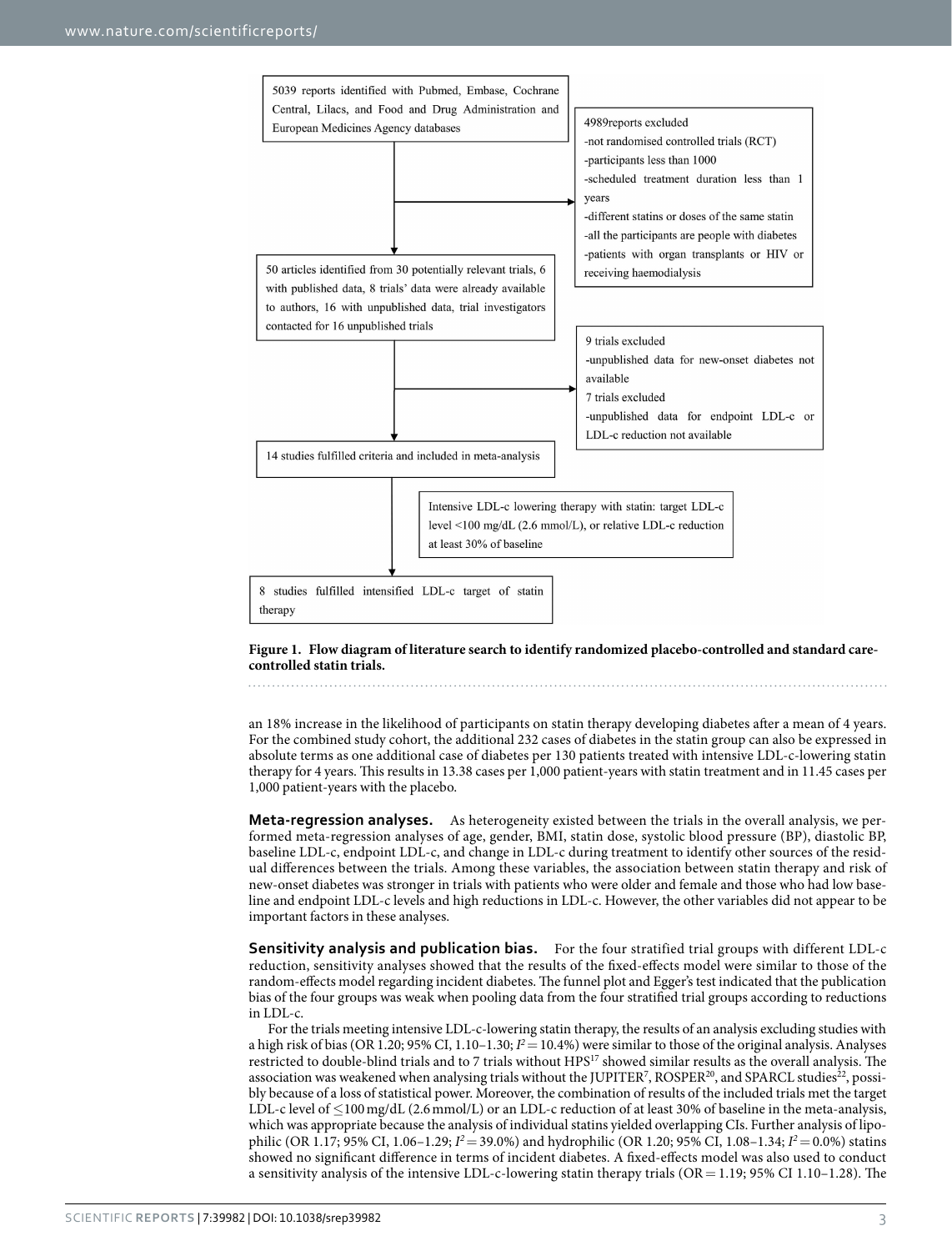5039 reports identified with Pubmed, Embase, Cochrane Central, Lilacs, and Food and Drug Administration and European Medicines Agency databases

4989reports excluded
- not randomised controlled trials (RCT)
- participants less than 1000
- scheduled treatment duration less than 1 years
- different statins or doses of the same statin
- all the participants are people with diabetes
- patients with organ transplants or HIV or receiving haemodialysis

50 articles identified from 30 potentially relevant trials, 6 with published data, 8 trials' data were already available to authors, 16 with unpublished data, trial investigators contacted for 16 unpublished trials

9 trials excluded
- unpublished data for new-onset diabetes not available

7 trials excluded
- unpublished data for endpoint LDL-c or LDL-c reduction not available

14 studies fulfilled criteria and included in meta-analysis

Intensive LDL-c lowering therapy with statin: target LDL-c level <100 mg/dL (2.6 mmol/L), or relative LDL-c reduction at least 30% of baseline

8 studies fulfilled intensified LDL-c target of statin therapy

**Figure 1. Flow diagram of literature search to identify randomized placebo-controlled and standard care-controlled statin trials.**

an 18% increase in the likelihood of participants on statin therapy developing diabetes after a mean of 4 years. For the combined study cohort, the additional 232 cases of diabetes in the statin group can also be expressed in absolute terms as one additional case of diabetes per 130 patients treated with intensive LDL-c-lowering statin therapy for 4 years. This results in 13.38 cases per 1,000 patient-years with statin treatment and in 11.45 cases per 1,000 patient-years with the placebo.

**Meta-regression analyses.** As heterogeneity existed between the trials in the overall analysis, we performed meta-regression analyses of age, gender, BMI, statin dose, systolic blood pressure (BP), diastolic BP, baseline LDL-c, endpoint LDL-c, and change in LDL-c during treatment to identify other sources of the residual differences between the trials. Among these variables, the association between statin therapy and risk of new-onset diabetes was stronger in trials with patients who were older and female and those who had low baseline and endpoint LDL-c levels and high reductions in LDL-c. However, the other variables did not appear to be important factors in these analyses.

**Sensitivity analysis and publication bias.** For the four stratified trial groups with different LDL-c reduction, sensitivity analyses showed that the results of the fixed-effects model were similar to those of the random-effects model regarding incident diabetes. The funnel plot and Egger's test indicated that the publication bias of the four groups was weak when pooling data from the four stratified trial groups according to reductions in LDL-c.

For the trials meeting intensive LDL-c-lowering statin therapy, the results of an analysis excluding studies with a high risk of bias (OR 1.20; 95% CI, 1.10–1.30; $I^2 = 10.4\%$) were similar to those of the original analysis. Analyses restricted to double-blind trials and to 7 trials without HPS[17] showed similar results as the overall analysis. The association was weakened when analysing trials without the JUPITER[7], ROSPER[20], and SPARCL studies[22], possibly because of a loss of statistical power. Moreover, the combination of results of the included trials met the target LDL-c level of ≤100 mg/dL (2.6 mmol/L) or an LDL-c reduction of at least 30% of baseline in the meta-analysis, which was appropriate because the analysis of individual statins yielded overlapping CIs. Further analysis of lipophilic (OR 1.17; 95% CI, 1.06–1.29; $I^2 = 39.0\%$) and hydrophilic (OR 1.20; 95% CI, 1.08–1.34; $I^2 = 0.0\%$) statins showed no significant difference in terms of incident diabetes. A fixed-effects model was also used to conduct a sensitivity analysis of the intensive LDL-c-lowering statin therapy trials (OR = 1.19; 95% CI 1.10–1.28). The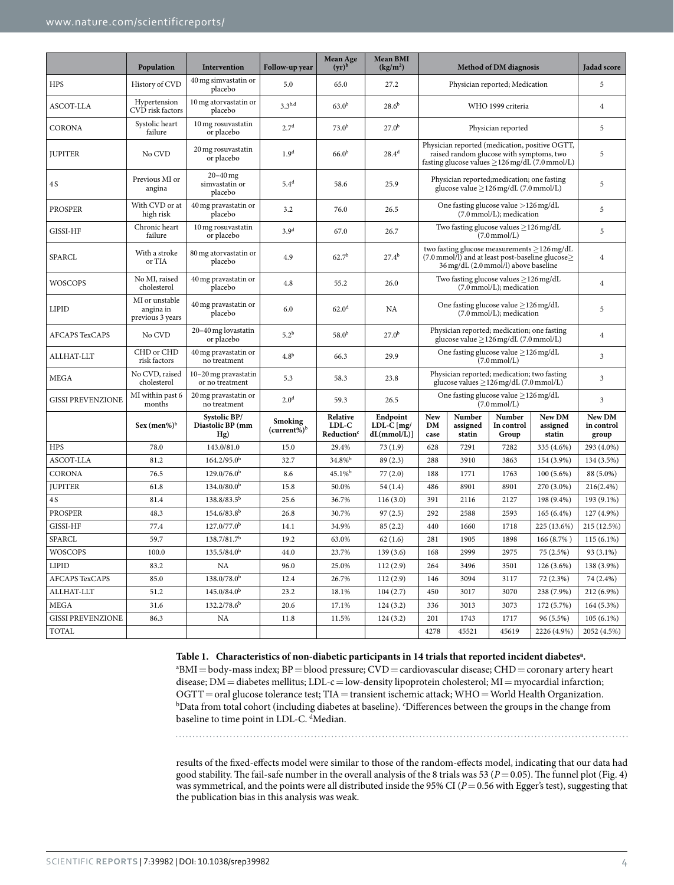|  | Population | Intervention | Follow-up year | Mean Age (yr)[b] | Mean BMI (kg/m$^2$) | Method of DM diagnosis | | | | Jadad score |
|---|---|---|---|---|---|---|---|---|---|---|
| HPS | History of CVD | 40 mg simvastatin or placebo | 5.0 | 65.0 | 27.2 | Physician reported; Medication | | | | 5 |
| ASCOT-LLA | Hypertension CVD risk factors | 10 mg atorvastatin or placebo | 3.3[b,d] | 63.0[b] | 28.6[b] | WHO 1999 criteria | | | | 4 |
| CORONA | Systolic heart failure | 10 mg rosuvastatin or placebo | 2.7[d] | 73.0[b] | 27.0[b] | Physician reported | | | | 5 |
| JUPITER | No CVD | 20 mg rosuvastatin or placebo | 1.9[d] | 66.0[b] | 28.4[d] | Physician reported (medication, positive OGTT, raised random glucose with symptoms, two fasting glucose values ≥126 mg/dL (7.0 mmol/L) | | | | 5 |
| 4 S | Previous MI or angina | 20–40 mg simvastatin or placebo | 5.4[d] | 58.6 | 25.9 | Physician reported;medication; one fasting glucose value ≥126 mg/dL (7.0 mmol/L) | | | | 5 |
| PROSPER | With CVD or at high risk | 40 mg pravastatin or placebo | 3.2 | 76.0 | 26.5 | One fasting glucose value >126 mg/dL (7.0 mmol/L); medication | | | | 5 |
| GISSI-HF | Chronic heart failure | 10 mg rosuvastatin or placebo | 3.9[d] | 67.0 | 26.7 | Two fasting glucose values ≥126 mg/dL (7.0 mmol/L) | | | | 5 |
| SPARCL | With a stroke or TIA | 80 mg atorvastatin or placebo | 4.9 | 62.7[b] | 27.4[b] | two fasting glucose measurements ≥126 mg/dL (7.0 mmol/l) and at least post-baseline glucose≥ 36 mg/dL (2.0 mmol/l) above baseline | | | | 4 |
| WOSCOPS | No MI, raised cholesterol | 40 mg pravastatin or placebo | 4.8 | 55.2 | 26.0 | Two fasting glucose values ≥126 mg/dL (7.0 mmol/L); medication | | | | 4 |
| LIPID | MI or unstable angina in previous 3 years | 40 mg pravastatin or placebo | 6.0 | 62.0[d] | NA | One fasting glucose value ≥126 mg/dL (7.0 mmol/L); medication | | | | 5 |
| AFCAPS TexCAPS | No CVD | 20–40 mg lovastatin or placebo | 5.2[b] | 58.0[b] | 27.0[b] | Physician reported; medication; one fasting glucose value ≥126 mg/dL (7.0 mmol/L) | | | | 4 |
| ALLHAT-LLT | CHD or CHD risk factors | 40 mg pravastatin or no treatment | 4.8[b] | 66.3 | 29.9 | One fasting glucose value ≥126 mg/dL (7.0 mmol/L) | | | | 3 |
| MEGA | No CVD, raised cholesterol | 10–20 mg pravastatin or no treatment | 5.3 | 58.3 | 23.8 | Physician reported; medication; two fasting glucose values ≥126 mg/dL (7.0 mmol/L) | | | | 3 |
| GISSI PREVENZIONE | MI within past 6 months | 20 mg pravastatin or no treatment | 2.0[d] | 59.3 | 26.5 | One fasting glucose value ≥126 mg/dL (7.0 mmol/L) | | | | 3 |
|  | Sex (men%)[b] | Systolic BP/ Diastolic BP (mm Hg) | Smoking (current%)[b] | Relative LDL-C Reduction[c] | Endpoint LDL-C [mg/dL(mmol/L)] | New DM case | Number assigned statin | Number In control Group | New DM assigned statin | New DM in control group |
| HPS | 78.0 | 143.0/81.0 | 15.0 | 29.4% | 73 (1.9) | 628 | 7291 | 7282 | 335 (4.6%) | 293 (4.0%) |
| ASCOT-LLA | 81.2 | 164.2/95.0[b] | 32.7 | 34.8%[b] | 89 (2.3) | 288 | 3910 | 3863 | 154 (3.9%) | 134 (3.5%) |
| CORONA | 76.5 | 129.0/76.0[b] | 8.6 | 45.1%[b] | 77 (2.0) | 188 | 1771 | 1763 | 100 (5.6%) | 88 (5.0%) |
| JUPITER | 61.8 | 134.0/80.0[b] | 15.8 | 50.0% | 54 (1.4) | 486 | 8901 | 8901 | 270 (3.0%) | 216(2.4%) |
| 4 S | 81.4 | 138.8/83.5[b] | 25.6 | 36.7% | 116 (3.0) | 391 | 2116 | 2127 | 198 (9.4%) | 193 (9.1%) |
| PROSPER | 48.3 | 154.6/83.8[b] | 26.8 | 30.7% | 97 (2.5) | 292 | 2588 | 2593 | 165 (6.4%) | 127 (4.9%) |
| GISSI-HF | 77.4 | 127.0/77.0[b] | 14.1 | 34.9% | 85 (2.2) | 440 | 1660 | 1718 | 225 (13.6%) | 215 (12.5%) |
| SPARCL | 59.7 | 138.7/81.7[b] | 19.2 | 63.0% | 62 (1.6) | 281 | 1905 | 1898 | 166 (8.7% ) | 115 (6.1%) |
| WOSCOPS | 100.0 | 135.5/84.0[b] | 44.0 | 23.7% | 139 (3.6) | 168 | 2999 | 2975 | 75 (2.5%) | 93 (3.1%) |
| LIPID | 83.2 | NA | 96.0 | 25.0% | 112 (2.9) | 264 | 3496 | 3501 | 126 (3.6%) | 138 (3.9%) |
| AFCAPS TexCAPS | 85.0 | 138.0/78.0[b] | 12.4 | 26.7% | 112 (2.9) | 146 | 3094 | 3117 | 72 (2.3%) | 74 (2.4%) |
| ALLHAT-LLT | 51.2 | 145.0/84.0[b] | 23.2 | 18.1% | 104 (2.7) | 450 | 3017 | 3070 | 238 (7.9%) | 212 (6.9%) |
| MEGA | 31.6 | 132.2/78.6[b] | 20.6 | 17.1% | 124 (3.2) | 336 | 3013 | 3073 | 172 (5.7%) | 164 (5.3%) |
| GISSI PREVENZIONE | 86.3 | NA | 11.8 | 11.5% | 124 (3.2) | 201 | 1743 | 1717 | 96 (5.5%) | 105 (6.1%) |
| TOTAL |  |  |  |  |  | 4278 | 45521 | 45619 | 2226 (4.9%) | 2052 (4.5%) |

**Table 1. Characteristics of non-diabetic participants in 14 trials that reported incident diabetes[a].** [a]BMI = body-mass index; BP = blood pressure; CVD = cardiovascular disease; CHD = coronary artery heart disease; DM = diabetes mellitus; LDL-c = low-density lipoprotein cholesterol; MI = myocardial infarction; OGTT = oral glucose tolerance test; TIA = transient ischemic attack; WHO = World Health Organization. [b]Data from total cohort (including diabetes at baseline). [c]Differences between the groups in the change from baseline to time point in LDL-C. [d]Median.

results of the fixed-effects model were similar to those of the random-effects model, indicating that our data had good stability. The fail-safe number in the overall analysis of the 8 trials was 53 ($P = 0.05$). The funnel plot (Fig. 4) was symmetrical, and the points were all distributed inside the 95% CI ($P = 0.56$ with Egger's test), suggesting that the publication bias in this analysis was weak.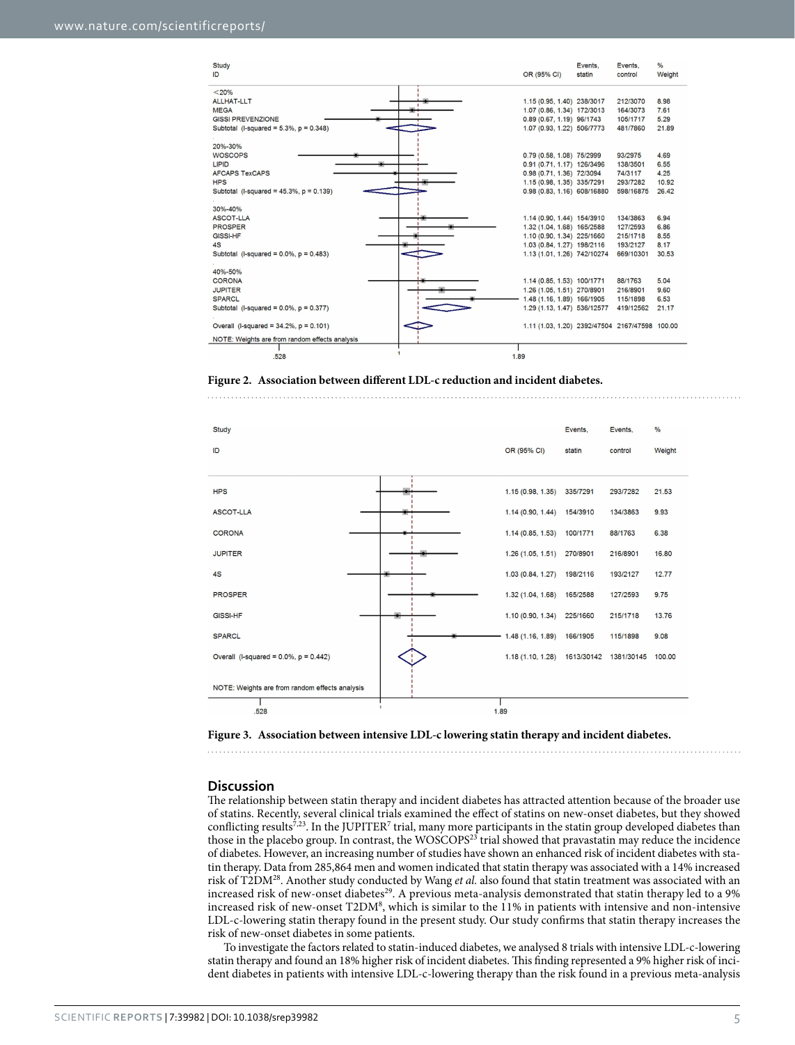| Study ID | OR (95% CI) | Events, statin | Events, control | % Weight |
|---|---|---|---|---|
| <20% | | | | |
| ALLHAT-LLT | 1.15 (0.95, 1.40) | 238/3017 | 212/3070 | 8.98 |
| MEGA | 1.07 (0.86, 1.34) | 172/3013 | 164/3073 | 7.61 |
| GISSI PREVENZIONE | 0.89 (0.67, 1.19) | 96/1743 | 105/1717 | 5.29 |
| Subtotal (I-squared = 5.3%, p = 0.348) | 1.07 (0.93, 1.22) | 506/7773 | 481/7860 | 21.89 |
| 20%-30% | | | | |
| WOSCOPS | 0.79 (0.58, 1.08) | 75/2999 | 93/2975 | 4.69 |
| LIPID | 0.91 (0.71, 1.17) | 126/3496 | 138/3501 | 6.55 |
| AFCAPS TexCAPS | 0.98 (0.71, 1.36) | 72/3094 | 74/3117 | 4.25 |
| HPS | 1.15 (0.98, 1.35) | 335/7291 | 293/7282 | 10.92 |
| Subtotal (I-squared = 45.3%, p = 0.139) | 0.98 (0.83, 1.16) | 608/16880 | 598/16875 | 26.42 |
| 30%-40% | | | | |
| ASCOT-LLA | 1.14 (0.90, 1.44) | 154/3910 | 134/3863 | 6.94 |
| PROSPER | 1.32 (1.04, 1.68) | 165/2588 | 127/2593 | 6.86 |
| GISSI-HF | 1.10 (0.90, 1.34) | 225/1660 | 215/1718 | 8.55 |
| 4S | 1.03 (0.84, 1.27) | 198/2116 | 193/2127 | 8.17 |
| Subtotal (I-squared = 0.0%, p = 0.483) | 1.13 (1.01, 1.26) | 742/10274 | 669/10301 | 30.53 |
| 40%-50% | | | | |
| CORONA | 1.14 (0.85, 1.53) | 100/1771 | 88/1763 | 5.04 |
| JUPITER | 1.26 (1.05, 1.51) | 270/8901 | 216/8901 | 9.60 |
| SPARCL | 1.48 (1.16, 1.89) | 166/1905 | 115/1898 | 6.53 |
| Subtotal (I-squared = 0.0%, p = 0.377) | 1.29 (1.13, 1.47) | 536/12577 | 419/12562 | 21.17 |
| Overall (I-squared = 34.2%, p = 0.101) | 1.11 (1.03, 1.20) | 2392/47504 | 2167/47598 | 100.00 |

NOTE: Weights are from random effects analysis

.528 &nbsp;&nbsp; 1 &nbsp;&nbsp; 1.89

**Figure 2. Association between different LDL-c reduction and incident diabetes.**

| Study ID | OR (95% CI) | Events, statin | Events, control | % Weight |
|---|---|---|---|---|
| HPS | 1.15 (0.98, 1.35) | 335/7291 | 293/7282 | 21.53 |
| ASCOT-LLA | 1.14 (0.90, 1.44) | 154/3910 | 134/3863 | 9.93 |
| CORONA | 1.14 (0.85, 1.53) | 100/1771 | 88/1763 | 6.38 |
| JUPITER | 1.26 (1.05, 1.51) | 270/8901 | 216/8901 | 16.80 |
| 4S | 1.03 (0.84, 1.27) | 198/2116 | 193/2127 | 12.77 |
| PROSPER | 1.32 (1.04, 1.68) | 165/2588 | 127/2593 | 9.75 |
| GISSI-HF | 1.10 (0.90, 1.34) | 225/1660 | 215/1718 | 13.76 |
| SPARCL | 1.48 (1.16, 1.89) | 166/1905 | 115/1898 | 9.08 |
| Overall (I-squared = 0.0%, p = 0.442) | 1.18 (1.10, 1.28) | 1613/30142 | 1381/30145 | 100.00 |

NOTE: Weights are from random effects analysis

.528 &nbsp;&nbsp; 1 &nbsp;&nbsp; 1.89

**Figure 3. Association between intensive LDL-c lowering statin therapy and incident diabetes.**

## Discussion

The relationship between statin therapy and incident diabetes has attracted attention because of the broader use of statins. Recently, several clinical trials examined the effect of statins on new-onset diabetes, but they showed conflicting results[7,23]. In the JUPITER[7] trial, many more participants in the statin group developed diabetes than those in the placebo group. In contrast, the WOSCOPS[23] trial showed that pravastatin may reduce the incidence of diabetes. However, an increasing number of studies have shown an enhanced risk of incident diabetes with statin therapy. Data from 285,864 men and women indicated that statin therapy was associated with a 14% increased risk of T2DM[28]. Another study conducted by Wang *et al.* also found that statin treatment was associated with an increased risk of new-onset diabetes[29]. A previous meta-analysis demonstrated that statin therapy led to a 9% increased risk of new-onset T2DM[8], which is similar to the 11% in patients with intensive and non-intensive LDL-c-lowering statin therapy found in the present study. Our study confirms that statin therapy increases the risk of new-onset diabetes in some patients.

To investigate the factors related to statin-induced diabetes, we analysed 8 trials with intensive LDL-c-lowering statin therapy and found an 18% higher risk of incident diabetes. This finding represented a 9% higher risk of incident diabetes in patients with intensive LDL-c-lowering therapy than the risk found in a previous meta-analysis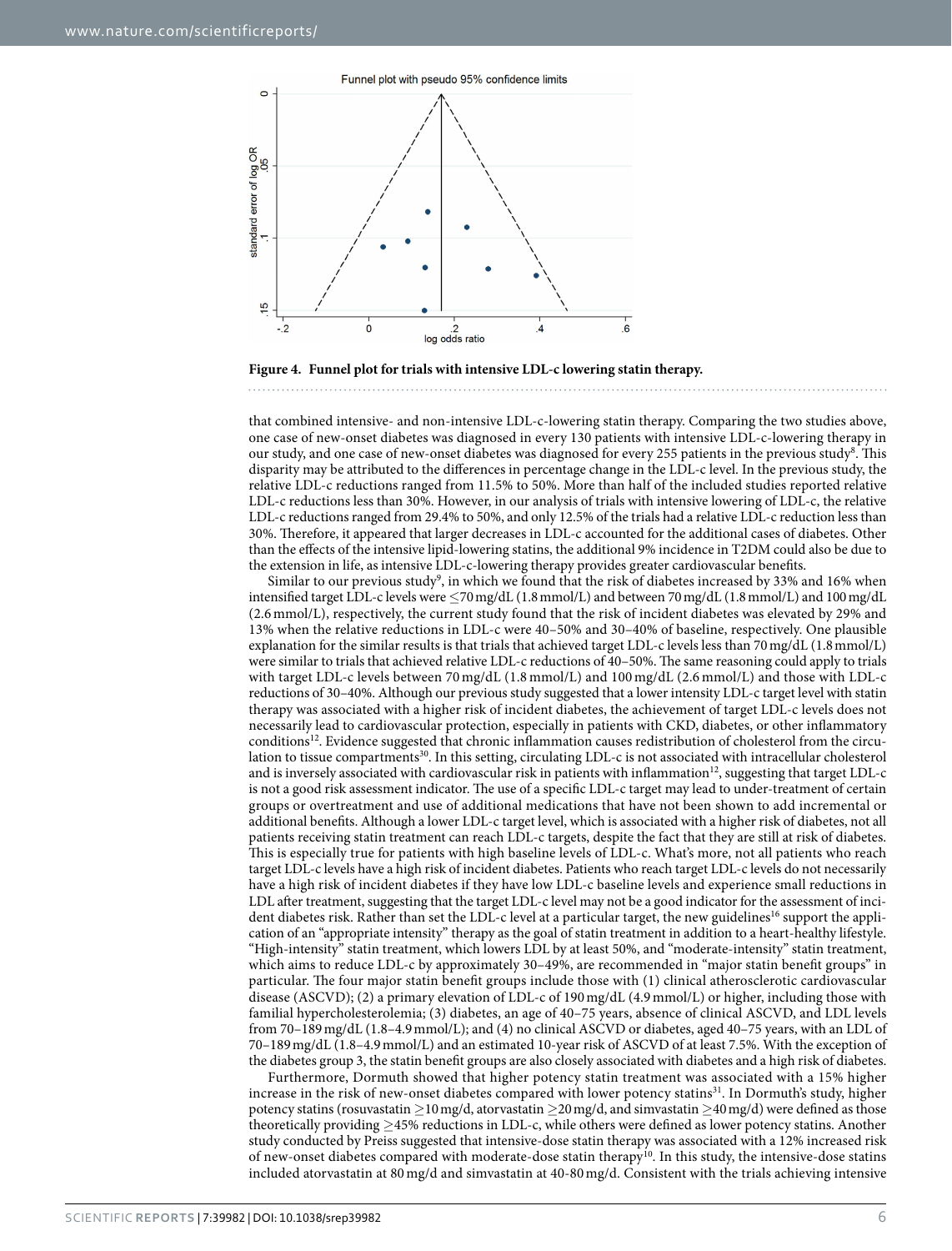**Figure 4. Funnel plot for trials with intensive LDL-c lowering statin therapy.**

that combined intensive- and non-intensive LDL-c-lowering statin therapy. Comparing the two studies above, one case of new-onset diabetes was diagnosed in every 130 patients with intensive LDL-c-lowering therapy in our study, and one case of new-onset diabetes was diagnosed for every 255 patients in the previous study[8]. This disparity may be attributed to the differences in percentage change in the LDL-c level. In the previous study, the relative LDL-c reductions ranged from 11.5% to 50%. More than half of the included studies reported relative LDL-c reductions less than 30%. However, in our analysis of trials with intensive lowering of LDL-c, the relative LDL-c reductions ranged from 29.4% to 50%, and only 12.5% of the trials had a relative LDL-c reduction less than 30%. Therefore, it appeared that larger decreases in LDL-c accounted for the additional cases of diabetes. Other than the effects of the intensive lipid-lowering statins, the additional 9% incidence in T2DM could also be due to the extension in life, as intensive LDL-c-lowering therapy provides greater cardiovascular benefits.

Similar to our previous study[9], in which we found that the risk of diabetes increased by 33% and 16% when intensified target LDL-c levels were ≤70 mg/dL (1.8 mmol/L) and between 70 mg/dL (1.8 mmol/L) and 100 mg/dL (2.6 mmol/L), respectively, the current study found that the risk of incident diabetes was elevated by 29% and 13% when the relative reductions in LDL-c were 40–50% and 30–40% of baseline, respectively. One plausible explanation for the similar results is that trials that achieved target LDL-c levels less than 70 mg/dL (1.8 mmol/L) were similar to trials that achieved relative LDL-c reductions of 40–50%. The same reasoning could apply to trials with target LDL-c levels between 70 mg/dL (1.8 mmol/L) and 100 mg/dL (2.6 mmol/L) and those with LDL-c reductions of 30–40%. Although our previous study suggested that a lower intensity LDL-c target level with statin therapy was associated with a higher risk of incident diabetes, the achievement of target LDL-c levels does not necessarily lead to cardiovascular protection, especially in patients with CKD, diabetes, or other inflammatory conditions[12]. Evidence suggested that chronic inflammation causes redistribution of cholesterol from the circulation to tissue compartments[30]. In this setting, circulating LDL-c is not associated with intracellular cholesterol and is inversely associated with cardiovascular risk in patients with inflammation[12], suggesting that target LDL-c is not a good risk assessment indicator. The use of a specific LDL-c target may lead to under-treatment of certain groups or overtreatment and use of additional medications that have not been shown to add incremental or additional benefits. Although a lower LDL-c target level, which is associated with a higher risk of diabetes, not all patients receiving statin treatment can reach LDL-c targets, despite the fact that they are still at risk of diabetes. This is especially true for patients with high baseline levels of LDL-c. What's more, not all patients who reach target LDL-c levels have a high risk of incident diabetes. Patients who reach target LDL-c levels do not necessarily have a high risk of incident diabetes if they have low LDL-c baseline levels and experience small reductions in LDL after treatment, suggesting that the target LDL-c level may not be a good indicator for the assessment of incident diabetes risk. Rather than set the LDL-c level at a particular target, the new guidelines[16] support the application of an "appropriate intensity" therapy as the goal of statin treatment in addition to a heart-healthy lifestyle. "High-intensity" statin treatment, which lowers LDL by at least 50%, and "moderate-intensity" statin treatment, which aims to reduce LDL-c by approximately 30–49%, are recommended in "major statin benefit groups" in particular. The four major statin benefit groups include those with (1) clinical atherosclerotic cardiovascular disease (ASCVD); (2) a primary elevation of LDL-c of 190 mg/dL (4.9 mmol/L) or higher, including those with familial hypercholesterolemia; (3) diabetes, an age of 40–75 years, absence of clinical ASCVD, and LDL levels from 70–189 mg/dL (1.8–4.9 mmol/L); and (4) no clinical ASCVD or diabetes, aged 40–75 years, with an LDL of 70–189 mg/dL (1.8–4.9 mmol/L) and an estimated 10-year risk of ASCVD of at least 7.5%. With the exception of the diabetes group 3, the statin benefit groups are also closely associated with diabetes and a high risk of diabetes.

Furthermore, Dormuth showed that higher potency statin treatment was associated with a 15% higher increase in the risk of new-onset diabetes compared with lower potency statins[31]. In Dormuth's study, higher potency statins (rosuvastatin ≥10 mg/d, atorvastatin ≥20 mg/d, and simvastatin ≥40 mg/d) were defined as those theoretically providing ≥45% reductions in LDL-c, while others were defined as lower potency statins. Another study conducted by Preiss suggested that intensive-dose statin therapy was associated with a 12% increased risk of new-onset diabetes compared with moderate-dose statin therapy[10]. In this study, the intensive-dose statins included atorvastatin at 80 mg/d and simvastatin at 40-80 mg/d. Consistent with the trials achieving intensive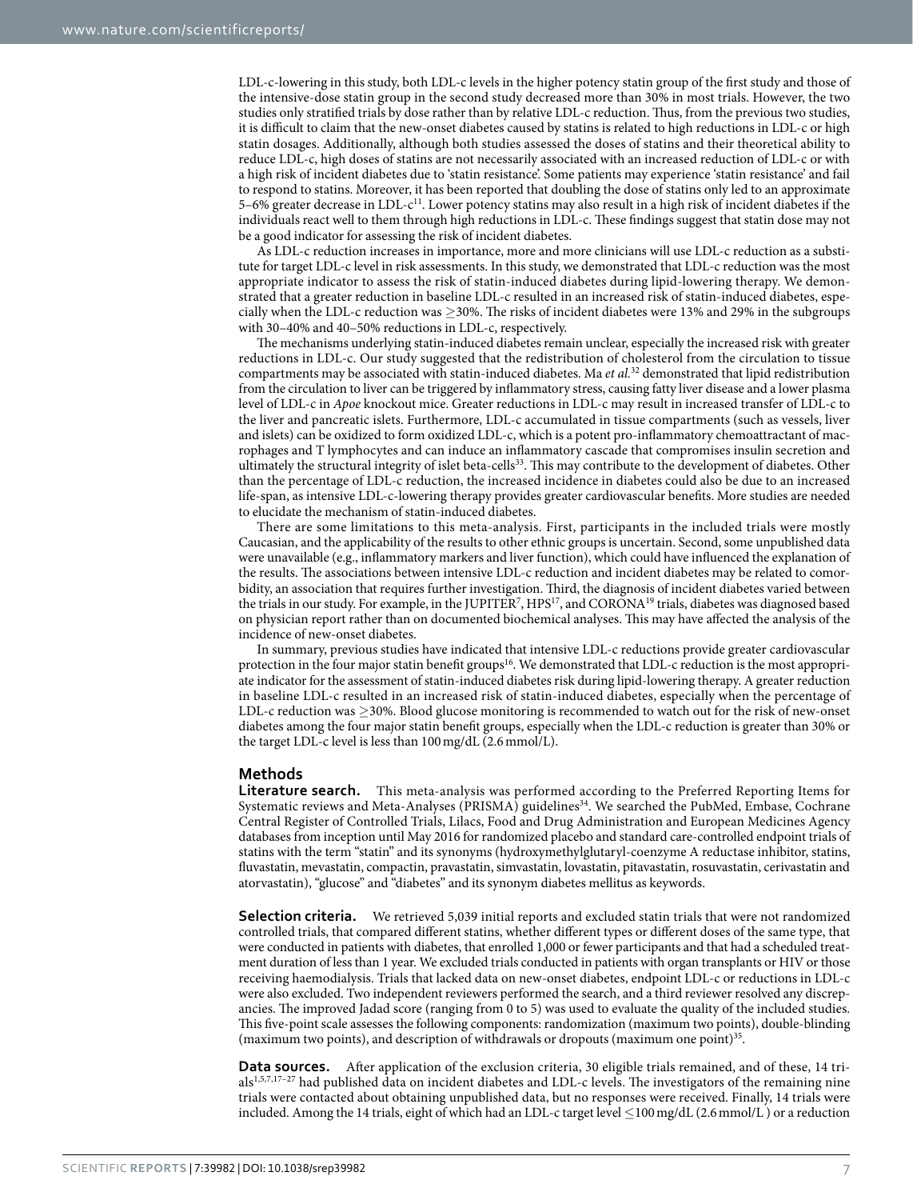LDL-c-lowering in this study, both LDL-c levels in the higher potency statin group of the first study and those of the intensive-dose statin group in the second study decreased more than 30% in most trials. However, the two studies only stratified trials by dose rather than by relative LDL-c reduction. Thus, from the previous two studies, it is difficult to claim that the new-onset diabetes caused by statins is related to high reductions in LDL-c or high statin dosages. Additionally, although both studies assessed the doses of statins and their theoretical ability to reduce LDL-c, high doses of statins are not necessarily associated with an increased reduction of LDL-c or with a high risk of incident diabetes due to 'statin resistance'. Some patients may experience 'statin resistance' and fail to respond to statins. Moreover, it has been reported that doubling the dose of statins only led to an approximate 5–6% greater decrease in LDL-c[11]. Lower potency statins may also result in a high risk of incident diabetes if the individuals react well to them through high reductions in LDL-c. These findings suggest that statin dose may not be a good indicator for assessing the risk of incident diabetes.

As LDL-c reduction increases in importance, more and more clinicians will use LDL-c reduction as a substitute for target LDL-c level in risk assessments. In this study, we demonstrated that LDL-c reduction was the most appropriate indicator to assess the risk of statin-induced diabetes during lipid-lowering therapy. We demonstrated that a greater reduction in baseline LDL-c resulted in an increased risk of statin-induced diabetes, especially when the LDL-c reduction was ≥30%. The risks of incident diabetes were 13% and 29% in the subgroups with 30–40% and 40–50% reductions in LDL-c, respectively.

The mechanisms underlying statin-induced diabetes remain unclear, especially the increased risk with greater reductions in LDL-c. Our study suggested that the redistribution of cholesterol from the circulation to tissue compartments may be associated with statin-induced diabetes. Ma *et al.*[32] demonstrated that lipid redistribution from the circulation to liver can be triggered by inflammatory stress, causing fatty liver disease and a lower plasma level of LDL-c in *Apoe* knockout mice. Greater reductions in LDL-c may result in increased transfer of LDL-c to the liver and pancreatic islets. Furthermore, LDL-c accumulated in tissue compartments (such as vessels, liver and islets) can be oxidized to form oxidized LDL-c, which is a potent pro-inflammatory chemoattractant of macrophages and T lymphocytes and can induce an inflammatory cascade that compromises insulin secretion and ultimately the structural integrity of islet beta-cells[33]. This may contribute to the development of diabetes. Other than the percentage of LDL-c reduction, the increased incidence in diabetes could also be due to an increased life-span, as intensive LDL-c-lowering therapy provides greater cardiovascular benefits. More studies are needed to elucidate the mechanism of statin-induced diabetes.

There are some limitations to this meta-analysis. First, participants in the included trials were mostly Caucasian, and the applicability of the results to other ethnic groups is uncertain. Second, some unpublished data were unavailable (e.g., inflammatory markers and liver function), which could have influenced the explanation of the results. The associations between intensive LDL-c reduction and incident diabetes may be related to comorbidity, an association that requires further investigation. Third, the diagnosis of incident diabetes varied between the trials in our study. For example, in the JUPITER[7], HPS[17], and CORONA[19] trials, diabetes was diagnosed based on physician report rather than on documented biochemical analyses. This may have affected the analysis of the incidence of new-onset diabetes.

In summary, previous studies have indicated that intensive LDL-c reductions provide greater cardiovascular protection in the four major statin benefit groups[16]. We demonstrated that LDL-c reduction is the most appropriate indicator for the assessment of statin-induced diabetes risk during lipid-lowering therapy. A greater reduction in baseline LDL-c resulted in an increased risk of statin-induced diabetes, especially when the percentage of LDL-c reduction was ≥30%. Blood glucose monitoring is recommended to watch out for the risk of new-onset diabetes among the four major statin benefit groups, especially when the LDL-c reduction is greater than 30% or the target LDL-c level is less than 100 mg/dL (2.6 mmol/L).

## Methods

**Literature search.** This meta-analysis was performed according to the Preferred Reporting Items for Systematic reviews and Meta-Analyses (PRISMA) guidelines[34]. We searched the PubMed, Embase, Cochrane Central Register of Controlled Trials, Lilacs, Food and Drug Administration and European Medicines Agency databases from inception until May 2016 for randomized placebo and standard care-controlled endpoint trials of statins with the term "statin" and its synonyms (hydroxymethylglutaryl-coenzyme A reductase inhibitor, statins, fluvastatin, mevastatin, compactin, pravastatin, simvastatin, lovastatin, pitavastatin, rosuvastatin, cerivastatin and atorvastatin), "glucose" and "diabetes" and its synonym diabetes mellitus as keywords.

**Selection criteria.** We retrieved 5,039 initial reports and excluded statin trials that were not randomized controlled trials, that compared different statins, whether different types or different doses of the same type, that were conducted in patients with diabetes, that enrolled 1,000 or fewer participants and that had a scheduled treatment duration of less than 1 year. We excluded trials conducted in patients with organ transplants or HIV or those receiving haemodialysis. Trials that lacked data on new-onset diabetes, endpoint LDL-c or reductions in LDL-c were also excluded. Two independent reviewers performed the search, and a third reviewer resolved any discrepancies. The improved Jadad score (ranging from 0 to 5) was used to evaluate the quality of the included studies. This five-point scale assesses the following components: randomization (maximum two points), double-blinding (maximum two points), and description of withdrawals or dropouts (maximum one point)[35].

**Data sources.** After application of the exclusion criteria, 30 eligible trials remained, and of these, 14 trials[1,5,7,17–27] had published data on incident diabetes and LDL-c levels. The investigators of the remaining nine trials were contacted about obtaining unpublished data, but no responses were received. Finally, 14 trials were included. Among the 14 trials, eight of which had an LDL-c target level ≤100 mg/dL (2.6 mmol/L ) or a reduction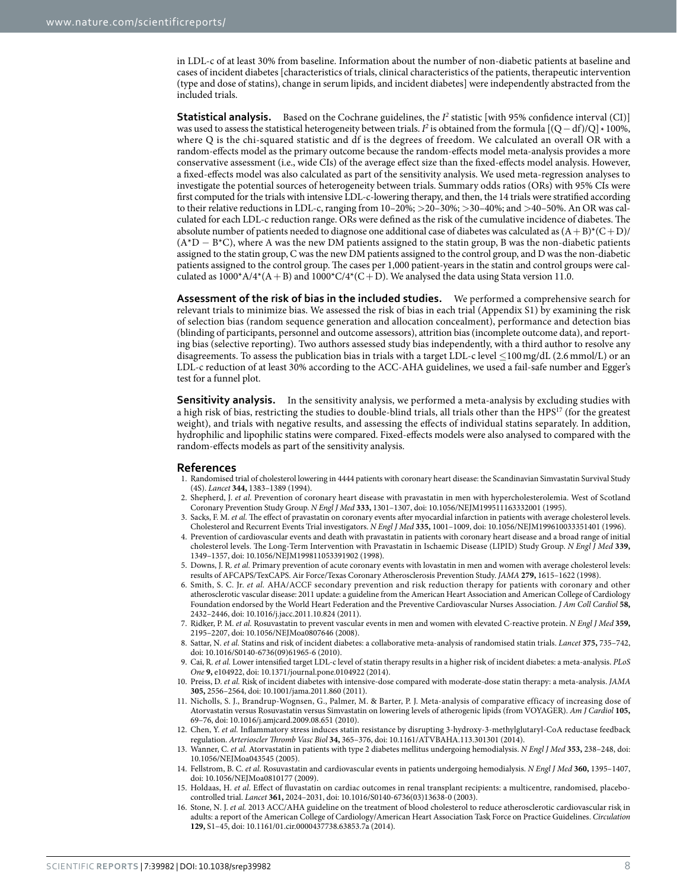in LDL-c of at least 30% from baseline. Information about the number of non-diabetic patients at baseline and cases of incident diabetes [characteristics of trials, clinical characteristics of the patients, therapeutic intervention (type and dose of statins), change in serum lipids, and incident diabetes] were independently abstracted from the included trials.

**Statistical analysis.** Based on the Cochrane guidelines, the $I^2$ statistic [with 95% confidence interval (CI)] was used to assess the statistical heterogeneity between trials. $I^2$ is obtained from the formula $[(Q - df)/Q] * 100\%$, where Q is the chi-squared statistic and df is the degrees of freedom. We calculated an overall OR with a random-effects model as the primary outcome because the random-effects model meta-analysis provides a more conservative assessment (i.e., wide CIs) of the average effect size than the fixed-effects model analysis. However, a fixed-effects model was also calculated as part of the sensitivity analysis. We used meta-regression analyses to investigate the potential sources of heterogeneity between trials. Summary odds ratios (ORs) with 95% CIs were first computed for the trials with intensive LDL-c-lowering therapy, and then, the 14 trials were stratified according to their relative reductions in LDL-c, ranging from 10–20%; >20–30%; >30–40%; and >40–50%. An OR was calculated for each LDL-c reduction range. ORs were defined as the risk of the cumulative incidence of diabetes. The absolute number of patients needed to diagnose one additional case of diabetes was calculated as $(A + B)*(C + D)/(A*D - B*C)$, where A was the new DM patients assigned to the statin group, B was the non-diabetic patients assigned to the statin group, C was the new DM patients assigned to the control group, and D was the non-diabetic patients assigned to the control group. The cases per 1,000 patient-years in the statin and control groups were calculated as $1000*A/4*(A + B)$ and $1000*C/4*(C + D)$. We analysed the data using Stata version 11.0.

**Assessment of the risk of bias in the included studies.** We performed a comprehensive search for relevant trials to minimize bias. We assessed the risk of bias in each trial (Appendix S1) by examining the risk of selection bias (random sequence generation and allocation concealment), performance and detection bias (blinding of participants, personnel and outcome assessors), attrition bias (incomplete outcome data), and reporting bias (selective reporting). Two authors assessed study bias independently, with a third author to resolve any disagreements. To assess the publication bias in trials with a target LDL-c level ≤100 mg/dL (2.6 mmol/L) or an LDL-c reduction of at least 30% according to the ACC-AHA guidelines, we used a fail-safe number and Egger's test for a funnel plot.

**Sensitivity analysis.** In the sensitivity analysis, we performed a meta-analysis by excluding studies with a high risk of bias, restricting the studies to double-blind trials, all trials other than the HPS[17] (for the greatest weight), and trials with negative results, and assessing the effects of individual statins separately. In addition, hydrophilic and lipophilic statins were compared. Fixed-effects models were also analysed to compared with the random-effects models as part of the sensitivity analysis.

## References

1. Randomised trial of cholesterol lowering in 4444 patients with coronary heart disease: the Scandinavian Simvastatin Survival Study (4S). *Lancet* **344,** 1383–1389 (1994).
2. Shepherd, J. *et al.* Prevention of coronary heart disease with pravastatin in men with hypercholesterolemia. West of Scotland Coronary Prevention Study Group. *N Engl J Med* **333,** 1301–1307, doi: 10.1056/NEJM199511163332001 (1995).
3. Sacks, F. M. *et al.* The effect of pravastatin on coronary events after myocardial infarction in patients with average cholesterol levels. Cholesterol and Recurrent Events Trial investigators. *N Engl J Med* **335,** 1001–1009, doi: 10.1056/NEJM199610033351401 (1996).
4. Prevention of cardiovascular events and death with pravastatin in patients with coronary heart disease and a broad range of initial cholesterol levels. The Long-Term Intervention with Pravastatin in Ischaemic Disease (LIPID) Study Group. *N Engl J Med* **339,** 1349–1357, doi: 10.1056/NEJM199811053391902 (1998).
5. Downs, J. R. *et al.* Primary prevention of acute coronary events with lovastatin in men and women with average cholesterol levels: results of AFCAPS/TexCAPS. Air Force/Texas Coronary Atherosclerosis Prevention Study. *JAMA* **279,** 1615–1622 (1998).
6. Smith, S. C. Jr. *et al.* AHA/ACCF secondary prevention and risk reduction therapy for patients with coronary and other atherosclerotic vascular disease: 2011 update: a guideline from the American Heart Association and American College of Cardiology Foundation endorsed by the World Heart Federation and the Preventive Cardiovascular Nurses Association. *J Am Coll Cardiol* **58,** 2432–2446, doi: 10.1016/j.jacc.2011.10.824 (2011).
7. Ridker, P. M. *et al.* Rosuvastatin to prevent vascular events in men and women with elevated C-reactive protein. *N Engl J Med* **359,** 2195–2207, doi: 10.1056/NEJMoa0807646 (2008).
8. Sattar, N. *et al.* Statins and risk of incident diabetes: a collaborative meta-analysis of randomised statin trials. *Lancet* **375,** 735–742, doi: 10.1016/S0140-6736(09)61965-6 (2010).
9. Cai, R. *et al.* Lower intensified target LDL-c level of statin therapy results in a higher risk of incident diabetes: a meta-analysis. *PLoS One* **9,** e104922, doi: 10.1371/journal.pone.0104922 (2014).
10. Preiss, D. *et al.* Risk of incident diabetes with intensive-dose compared with moderate-dose statin therapy: a meta-analysis. *JAMA* **305,** 2556–2564, doi: 10.1001/jama.2011.860 (2011).
11. Nicholls, S. J., Brandrup-Wognsen, G., Palmer, M. & Barter, P. J. Meta-analysis of comparative efficacy of increasing dose of Atorvastatin versus Rosuvastatin versus Simvastatin on lowering levels of atherogenic lipids (from VOYAGER). *Am J Cardiol* **105,** 69–76, doi: 10.1016/j.amjcard.2009.08.651 (2010).
12. Chen, Y. *et al.* Inflammatory stress induces statin resistance by disrupting 3-hydroxy-3-methylglutaryl-CoA reductase feedback regulation. *Arterioscler Thromb Vasc Biol* **34,** 365–376, doi: 10.1161/ATVBAHA.113.301301 (2014).
13. Wanner, C. *et al.* Atorvastatin in patients with type 2 diabetes mellitus undergoing hemodialysis. *N Engl J Med* **353,** 238–248, doi: 10.1056/NEJMoa043545 (2005).
14. Fellstrom, B. C. *et al.* Rosuvastatin and cardiovascular events in patients undergoing hemodialysis. *N Engl J Med* **360,** 1395–1407, doi: 10.1056/NEJMoa0810177 (2009).
15. Holdaas, H. *et al.* Effect of fluvastatin on cardiac outcomes in renal transplant recipients: a multicentre, randomised, placebo-controlled trial. *Lancet* **361,** 2024–2031, doi: 10.1016/S0140-6736(03)13638-0 (2003).
16. Stone, N. J. *et al.* 2013 ACC/AHA guideline on the treatment of blood cholesterol to reduce atherosclerotic cardiovascular risk in adults: a report of the American College of Cardiology/American Heart Association Task Force on Practice Guidelines. *Circulation* **129,** S1–45, doi: 10.1161/01.cir.0000437738.63853.7a (2014).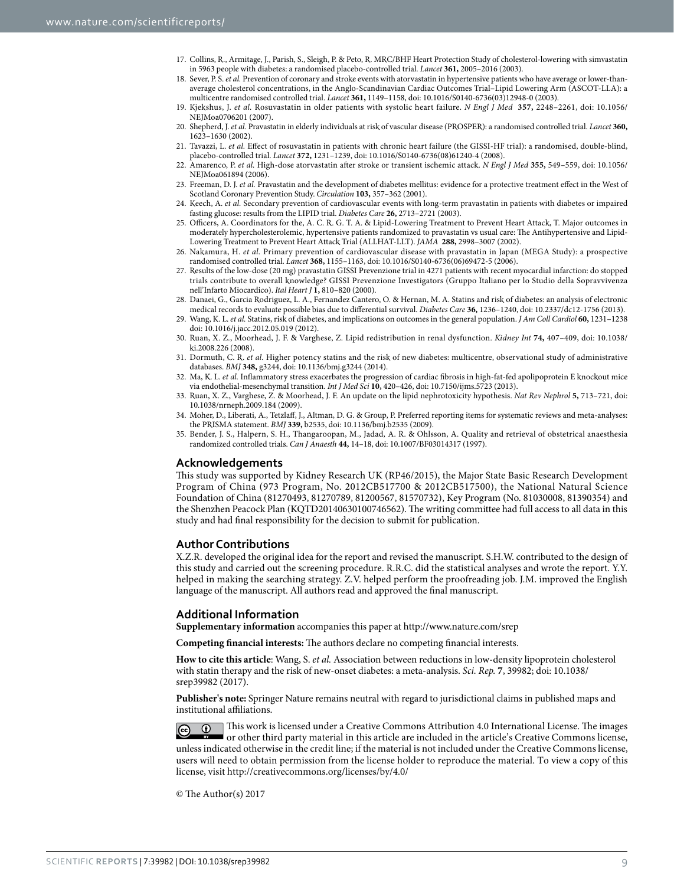17. Collins, R., Armitage, J., Parish, S., Sleigh, P. & Peto, R. MRC/BHF Heart Protection Study of cholesterol-lowering with simvastatin in 5963 people with diabetes: a randomised placebo-controlled trial. *Lancet* **361,** 2005–2016 (2003).
18. Sever, P. S. *et al.* Prevention of coronary and stroke events with atorvastatin in hypertensive patients who have average or lower-than-average cholesterol concentrations, in the Anglo-Scandinavian Cardiac Outcomes Trial–Lipid Lowering Arm (ASCOT-LLA): a multicentre randomised controlled trial. *Lancet* **361,** 1149–1158, doi: 10.1016/S0140-6736(03)12948-0 (2003).
19. Kjekshus, J. *et al.* Rosuvastatin in older patients with systolic heart failure. *N Engl J Med* **357,** 2248–2261, doi: 10.1056/NEJMoa0706201 (2007).
20. Shepherd, J. *et al.* Pravastatin in elderly individuals at risk of vascular disease (PROSPER): a randomised controlled trial. *Lancet* **360,** 1623–1630 (2002).
21. Tavazzi, L. *et al.* Effect of rosuvastatin in patients with chronic heart failure (the GISSI-HF trial): a randomised, double-blind, placebo-controlled trial. *Lancet* **372,** 1231–1239, doi: 10.1016/S0140-6736(08)61240-4 (2008).
22. Amarenco, P. *et al.* High-dose atorvastatin after stroke or transient ischemic attack. *N Engl J Med* **355,** 549–559, doi: 10.1056/NEJMoa061894 (2006).
23. Freeman, D. J. *et al.* Pravastatin and the development of diabetes mellitus: evidence for a protective treatment effect in the West of Scotland Coronary Prevention Study. *Circulation* **103,** 357–362 (2001).
24. Keech, A. *et al.* Secondary prevention of cardiovascular events with long-term pravastatin in patients with diabetes or impaired fasting glucose: results from the LIPID trial. *Diabetes Care* **26,** 2713–2721 (2003).
25. Officers, A. Coordinators for the, A. C. R. G. T. A. & Lipid-Lowering Treatment to Prevent Heart Attack, T. Major outcomes in moderately hypercholesterolemic, hypertensive patients randomized to pravastatin vs usual care: The Antihypertensive and Lipid-Lowering Treatment to Prevent Heart Attack Trial (ALLHAT-LLT). *JAMA* **288,** 2998–3007 (2002).
26. Nakamura, H. *et al.* Primary prevention of cardiovascular disease with pravastatin in Japan (MEGA Study): a prospective randomised controlled trial. *Lancet* **368,** 1155–1163, doi: 10.1016/S0140-6736(06)69472-5 (2006).
27. Results of the low-dose (20 mg) pravastatin GISSI Prevenzione trial in 4271 patients with recent myocardial infarction: do stopped trials contribute to overall knowledge? GISSI Prevenzione Investigators (Gruppo Italiano per lo Studio della Sopravvivenza nell'Infarto Miocardico). *Ital Heart J* **1,** 810–820 (2000).
28. Danaei, G., Garcia Rodriguez, L. A., Fernandez Cantero, O. & Hernan, M. A. Statins and risk of diabetes: an analysis of electronic medical records to evaluate possible bias due to differential survival. *Diabetes Care* **36,** 1236–1240, doi: 10.2337/dc12-1756 (2013).
29. Wang, K. L. *et al.* Statins, risk of diabetes, and implications on outcomes in the general population. *J Am Coll Cardiol* **60,** 1231–1238 doi: 10.1016/j.jacc.2012.05.019 (2012).
30. Ruan, X. Z., Moorhead, J. F. & Varghese, Z. Lipid redistribution in renal dysfunction. *Kidney Int* **74,** 407–409, doi: 10.1038/ki.2008.226 (2008).
31. Dormuth, C. R. *et al.* Higher potency statins and the risk of new diabetes: multicentre, observational study of administrative databases. *BMJ* **348,** g3244, doi: 10.1136/bmj.g3244 (2014).
32. Ma, K. L. *et al.* Inflammatory stress exacerbates the progression of cardiac fibrosis in high-fat-fed apolipoprotein E knockout mice via endothelial-mesenchymal transition. *Int J Med Sci* **10,** 420–426, doi: 10.7150/ijms.5723 (2013).
33. Ruan, X. Z., Varghese, Z. & Moorhead, J. F. An update on the lipid nephrotoxicity hypothesis. *Nat Rev Nephrol* **5,** 713–721, doi: 10.1038/nrneph.2009.184 (2009).
34. Moher, D., Liberati, A., Tetzlaff, J., Altman, D. G. & Group, P. Preferred reporting items for systematic reviews and meta-analyses: the PRISMA statement. *BMJ* **339,** b2535, doi: 10.1136/bmj.b2535 (2009).
35. Bender, J. S., Halpern, S. H., Thangaroopan, M., Jadad, A. R. & Ohlsson, A. Quality and retrieval of obstetrical anaesthesia randomized controlled trials. *Can J Anaesth* **44,** 14–18, doi: 10.1007/BF03014317 (1997).

## Acknowledgements

This study was supported by Kidney Research UK (RP46/2015), the Major State Basic Research Development Program of China (973 Program, No. 2012CB517700 & 2012CB517500), the National Natural Science Foundation of China (81270493, 81270789, 81200567, 81570732), Key Program (No. 81030008, 81390354) and the Shenzhen Peacock Plan (KQTD20140630100746562). The writing committee had full access to all data in this study and had final responsibility for the decision to submit for publication.

## Author Contributions

X.Z.R. developed the original idea for the report and revised the manuscript. S.H.W. contributed to the design of this study and carried out the screening procedure. R.R.C. did the statistical analyses and wrote the report. Y.Y. helped in making the searching strategy. Z.V. helped perform the proofreading job. J.M. improved the English language of the manuscript. All authors read and approved the final manuscript.

## Additional Information

**Supplementary information** accompanies this paper at http://www.nature.com/srep

**Competing financial interests:** The authors declare no competing financial interests.

**How to cite this article**: Wang, S. *et al.* Association between reductions in low-density lipoprotein cholesterol with statin therapy and the risk of new-onset diabetes: a meta-analysis. *Sci. Rep.* **7**, 39982; doi: 10.1038/srep39982 (2017).

**Publisher's note:** Springer Nature remains neutral with regard to jurisdictional claims in published maps and institutional affiliations.

This work is licensed under a Creative Commons Attribution 4.0 International License. The images or other third party material in this article are included in the article's Creative Commons license, unless indicated otherwise in the credit line; if the material is not included under the Creative Commons license, users will need to obtain permission from the license holder to reproduce the material. To view a copy of this license, visit http://creativecommons.org/licenses/by/4.0/

© The Author(s) 2017